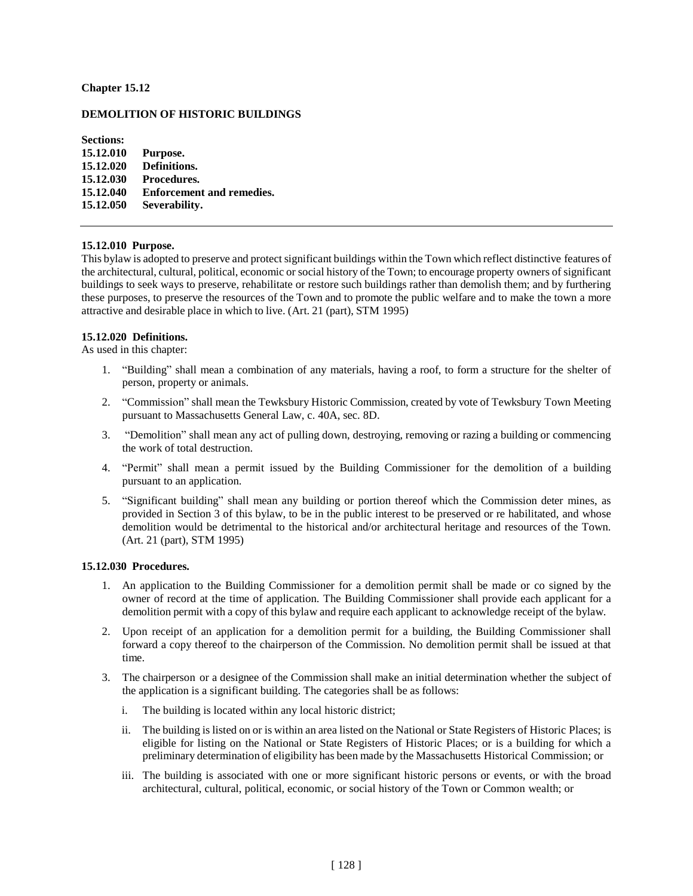# Chapter 15.12

## DEMOLITION OF HISTORIC BUILDINGS

**Sections:**

**15.12.010 Purpose.**
**15.12.020 Definitions.**
**15.12.030 Procedures.**
**15.12.040 Enforcement and remedies.**
**15.12.050 Severability.**

---

### 15.12.010 Purpose.

This bylaw is adopted to preserve and protect significant buildings within the Town which reflect distinctive features of the architectural, cultural, political, economic or social history of the Town; to encourage property owners of significant buildings to seek ways to preserve, rehabilitate or restore such buildings rather than demolish them; and by furthering these purposes, to preserve the resources of the Town and to promote the public welfare and to make the town a more attractive and desirable place in which to live. (Art. 21 (part), STM 1995)

### 15.12.020 Definitions.

As used in this chapter:

1. "Building" shall mean a combination of any materials, having a roof, to form a structure for the shelter of person, property or animals.
2. "Commission" shall mean the Tewksbury Historic Commission, created by vote of Tewksbury Town Meeting pursuant to Massachusetts General Law, c. 40A, sec. 8D.
3. "Demolition" shall mean any act of pulling down, destroying, removing or razing a building or commencing the work of total destruction.
4. "Permit" shall mean a permit issued by the Building Commissioner for the demolition of a building pursuant to an application.
5. "Significant building" shall mean any building or portion thereof which the Commission deter mines, as provided in Section 3 of this bylaw, to be in the public interest to be preserved or re habilitated, and whose demolition would be detrimental to the historical and/or architectural heritage and resources of the Town. (Art. 21 (part), STM 1995)

### 15.12.030 Procedures.

1. An application to the Building Commissioner for a demolition permit shall be made or co signed by the owner of record at the time of application. The Building Commissioner shall provide each applicant for a demolition permit with a copy of this bylaw and require each applicant to acknowledge receipt of the bylaw.
2. Upon receipt of an application for a demolition permit for a building, the Building Commissioner shall forward a copy thereof to the chairperson of the Commission. No demolition permit shall be issued at that time.
3. The chairperson or a designee of the Commission shall make an initial determination whether the subject of the application is a significant building. The categories shall be as follows:
   i. The building is located within any local historic district;
   ii. The building is listed on or is within an area listed on the National or State Registers of Historic Places; is eligible for listing on the National or State Registers of Historic Places; or is a building for which a preliminary determination of eligibility has been made by the Massachusetts Historical Commission; or
   iii. The building is associated with one or more significant historic persons or events, or with the broad architectural, cultural, political, economic, or social history of the Town or Common wealth; or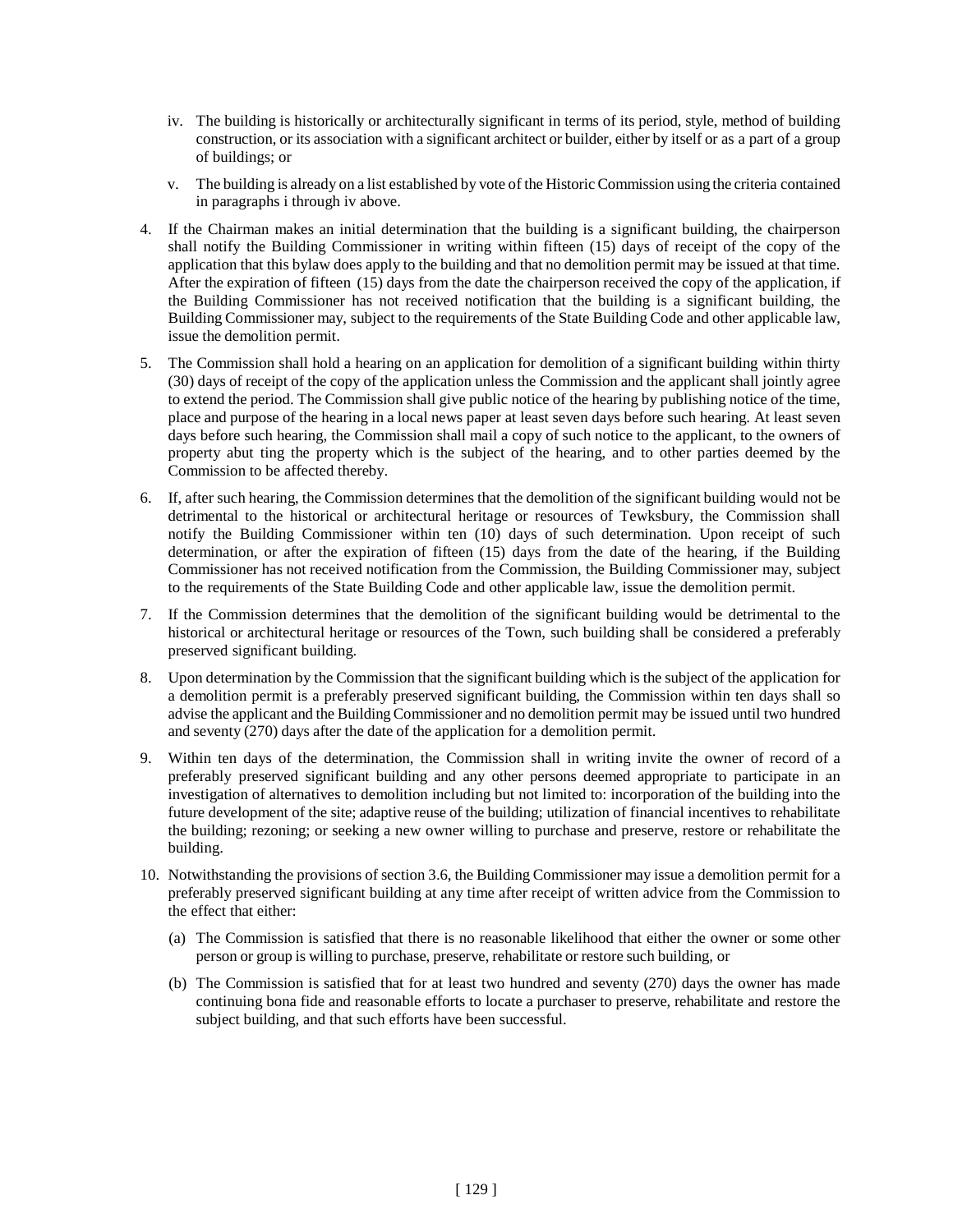iv. The building is historically or architecturally significant in terms of its period, style, method of building construction, or its association with a significant architect or builder, either by itself or as a part of a group of buildings; or

v. The building is already on a list established by vote of the Historic Commission using the criteria contained in paragraphs i through iv above.

4. If the Chairman makes an initial determination that the building is a significant building, the chairperson shall notify the Building Commissioner in writing within fifteen (15) days of receipt of the copy of the application that this bylaw does apply to the building and that no demolition permit may be issued at that time. After the expiration of fifteen (15) days from the date the chairperson received the copy of the application, if the Building Commissioner has not received notification that the building is a significant building, the Building Commissioner may, subject to the requirements of the State Building Code and other applicable law, issue the demolition permit.

5. The Commission shall hold a hearing on an application for demolition of a significant building within thirty (30) days of receipt of the copy of the application unless the Commission and the applicant shall jointly agree to extend the period. The Commission shall give public notice of the hearing by publishing notice of the time, place and purpose of the hearing in a local news paper at least seven days before such hearing. At least seven days before such hearing, the Commission shall mail a copy of such notice to the applicant, to the owners of property abut ting the property which is the subject of the hearing, and to other parties deemed by the Commission to be affected thereby.

6. If, after such hearing, the Commission determines that the demolition of the significant building would not be detrimental to the historical or architectural heritage or resources of Tewksbury, the Commission shall notify the Building Commissioner within ten (10) days of such determination. Upon receipt of such determination, or after the expiration of fifteen (15) days from the date of the hearing, if the Building Commissioner has not received notification from the Commission, the Building Commissioner may, subject to the requirements of the State Building Code and other applicable law, issue the demolition permit.

7. If the Commission determines that the demolition of the significant building would be detrimental to the historical or architectural heritage or resources of the Town, such building shall be considered a preferably preserved significant building.

8. Upon determination by the Commission that the significant building which is the subject of the application for a demolition permit is a preferably preserved significant building, the Commission within ten days shall so advise the applicant and the Building Commissioner and no demolition permit may be issued until two hundred and seventy (270) days after the date of the application for a demolition permit.

9. Within ten days of the determination, the Commission shall in writing invite the owner of record of a preferably preserved significant building and any other persons deemed appropriate to participate in an investigation of alternatives to demolition including but not limited to: incorporation of the building into the future development of the site; adaptive reuse of the building; utilization of financial incentives to rehabilitate the building; rezoning; or seeking a new owner willing to purchase and preserve, restore or rehabilitate the building.

10. Notwithstanding the provisions of section 3.6, the Building Commissioner may issue a demolition permit for a preferably preserved significant building at any time after receipt of written advice from the Commission to the effect that either:

    (a) The Commission is satisfied that there is no reasonable likelihood that either the owner or some other person or group is willing to purchase, preserve, rehabilitate or restore such building, or

    (b) The Commission is satisfied that for at least two hundred and seventy (270) days the owner has made continuing bona fide and reasonable efforts to locate a purchaser to preserve, rehabilitate and restore the subject building, and that such efforts have been successful.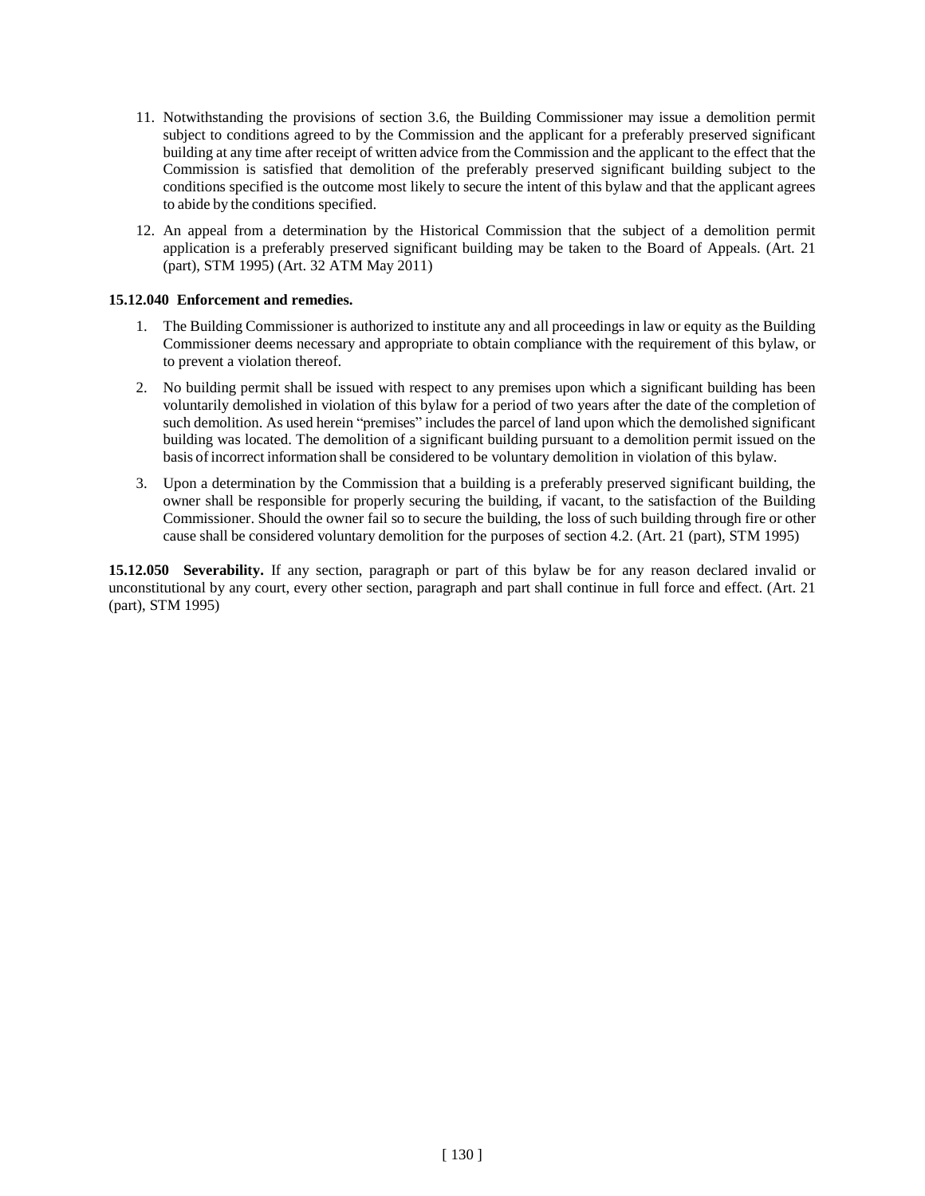11. Notwithstanding the provisions of section 3.6, the Building Commissioner may issue a demolition permit subject to conditions agreed to by the Commission and the applicant for a preferably preserved significant building at any time after receipt of written advice from the Commission and the applicant to the effect that the Commission is satisfied that demolition of the preferably preserved significant building subject to the conditions specified is the outcome most likely to secure the intent of this bylaw and that the applicant agrees to abide by the conditions specified.

12. An appeal from a determination by the Historical Commission that the subject of a demolition permit application is a preferably preserved significant building may be taken to the Board of Appeals. (Art. 21 (part), STM 1995) (Art. 32 ATM May 2011)

**15.12.040 Enforcement and remedies.**

1. The Building Commissioner is authorized to institute any and all proceedings in law or equity as the Building Commissioner deems necessary and appropriate to obtain compliance with the requirement of this bylaw, or to prevent a violation thereof.

2. No building permit shall be issued with respect to any premises upon which a significant building has been voluntarily demolished in violation of this bylaw for a period of two years after the date of the completion of such demolition. As used herein "premises" includes the parcel of land upon which the demolished significant building was located. The demolition of a significant building pursuant to a demolition permit issued on the basis of incorrect information shall be considered to be voluntary demolition in violation of this bylaw.

3. Upon a determination by the Commission that a building is a preferably preserved significant building, the owner shall be responsible for properly securing the building, if vacant, to the satisfaction of the Building Commissioner. Should the owner fail so to secure the building, the loss of such building through fire or other cause shall be considered voluntary demolition for the purposes of section 4.2. (Art. 21 (part), STM 1995)

**15.12.050 Severability.** If any section, paragraph or part of this bylaw be for any reason declared invalid or unconstitutional by any court, every other section, paragraph and part shall continue in full force and effect. (Art. 21 (part), STM 1995)